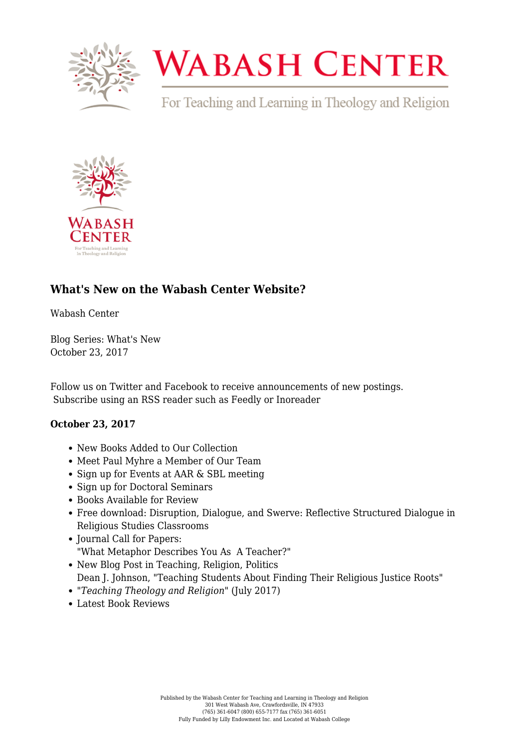## What's New on the Wabash Center Website?

Wabash Center

Blog Series: What's New
October 23, 2017

Follow us on Twitter and Facebook to receive announcements of new postings.
Subscribe using an RSS reader such as Feedly or Inoreader

### October 23, 2017

- New Books Added to Our Collection
- Meet Paul Myhre a Member of Our Team
- Sign up for Events at AAR & SBL meeting
- Sign up for Doctoral Seminars
- Books Available for Review
- Free download: Disruption, Dialogue, and Swerve: Reflective Structured Dialogue in Religious Studies Classrooms
- Journal Call for Papers:
  "What Metaphor Describes You As A Teacher?"
- New Blog Post in Teaching, Religion, Politics
  Dean J. Johnson, "Teaching Students About Finding Their Religious Justice Roots"
- "*Teaching Theology and Religion*" (July 2017)
- Latest Book Reviews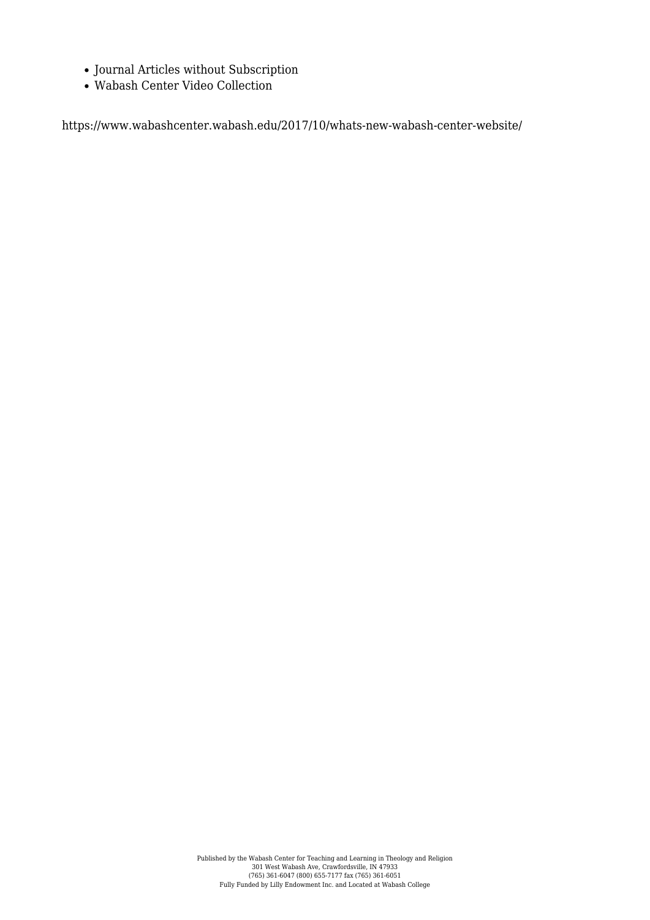- Journal Articles without Subscription
- Wabash Center Video Collection

https://www.wabashcenter.wabash.edu/2017/10/whats-new-wabash-center-website/